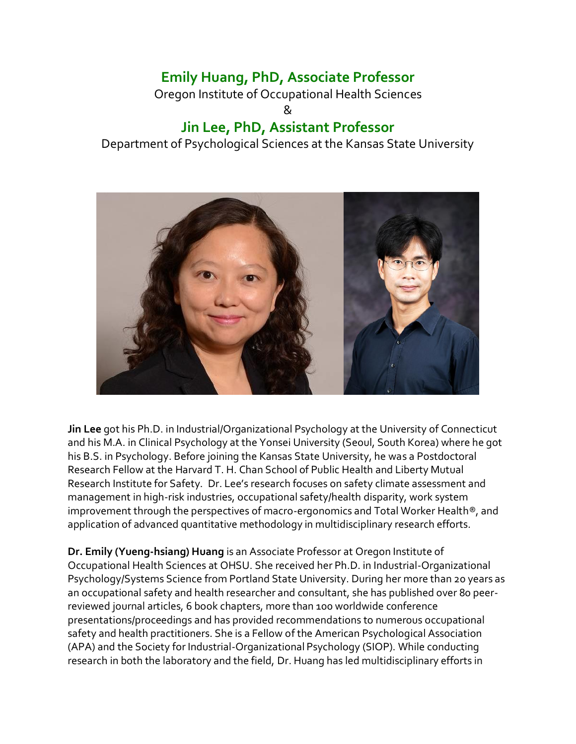## Emily Huang, PhD, Associate Professor

Oregon Institute of Occupational Health Sciences

&

## Jin Lee, PhD, Assistant Professor

Department of Psychological Sciences at the Kansas State University

**Jin Lee** got his Ph.D. in Industrial/Organizational Psychology at the University of Connecticut and his M.A. in Clinical Psychology at the Yonsei University (Seoul, South Korea) where he got his B.S. in Psychology. Before joining the Kansas State University, he was a Postdoctoral Research Fellow at the Harvard T. H. Chan School of Public Health and Liberty Mutual Research Institute for Safety. Dr. Lee's research focuses on safety climate assessment and management in high-risk industries, occupational safety/health disparity, work system improvement through the perspectives of macro-ergonomics and Total Worker Health®, and application of advanced quantitative methodology in multidisciplinary research efforts.

**Dr. Emily (Yueng-hsiang) Huang** is an Associate Professor at Oregon Institute of Occupational Health Sciences at OHSU. She received her Ph.D. in Industrial-Organizational Psychology/Systems Science from Portland State University. During her more than 20 years as an occupational safety and health researcher and consultant, she has published over 80 peer-reviewed journal articles, 6 book chapters, more than 100 worldwide conference presentations/proceedings and has provided recommendations to numerous occupational safety and health practitioners. She is a Fellow of the American Psychological Association (APA) and the Society for Industrial-Organizational Psychology (SIOP). While conducting research in both the laboratory and the field, Dr. Huang has led multidisciplinary efforts in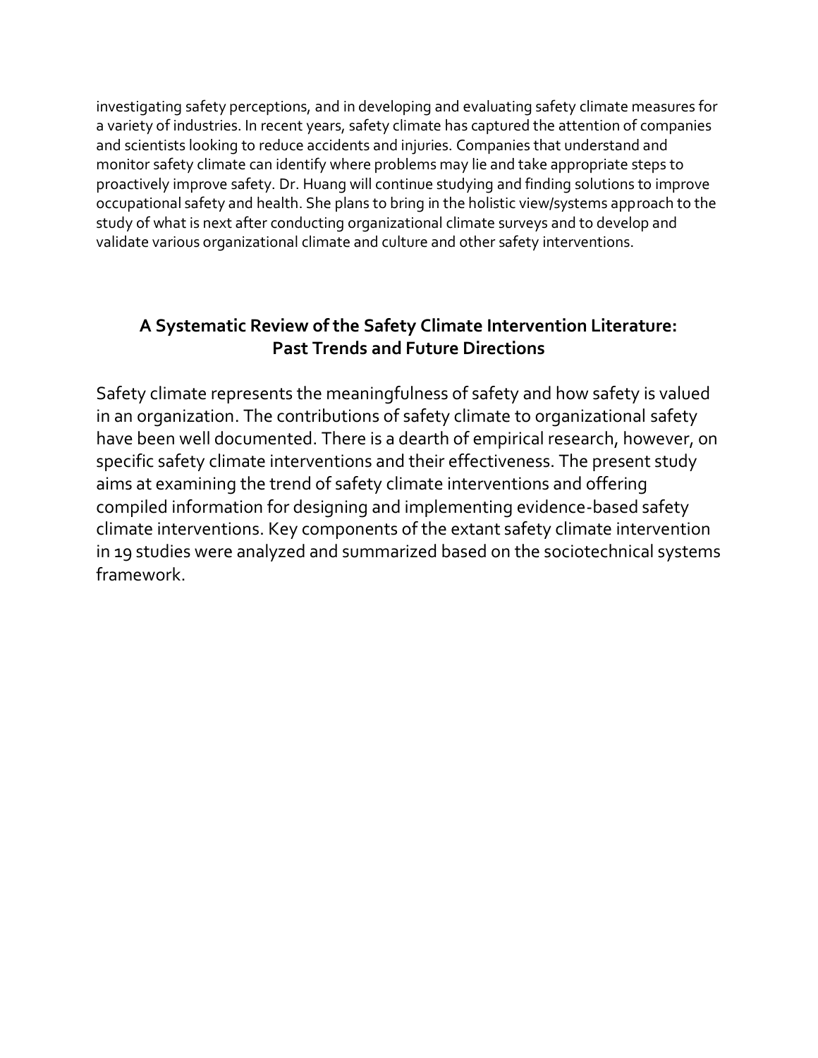investigating safety perceptions, and in developing and evaluating safety climate measures for a variety of industries. In recent years, safety climate has captured the attention of companies and scientists looking to reduce accidents and injuries. Companies that understand and monitor safety climate can identify where problems may lie and take appropriate steps to proactively improve safety. Dr. Huang will continue studying and finding solutions to improve occupational safety and health. She plans to bring in the holistic view/systems approach to the study of what is next after conducting organizational climate surveys and to develop and validate various organizational climate and culture and other safety interventions.

## A Systematic Review of the Safety Climate Intervention Literature: Past Trends and Future Directions

Safety climate represents the meaningfulness of safety and how safety is valued in an organization. The contributions of safety climate to organizational safety have been well documented. There is a dearth of empirical research, however, on specific safety climate interventions and their effectiveness. The present study aims at examining the trend of safety climate interventions and offering compiled information for designing and implementing evidence-based safety climate interventions. Key components of the extant safety climate intervention in 19 studies were analyzed and summarized based on the sociotechnical systems framework.